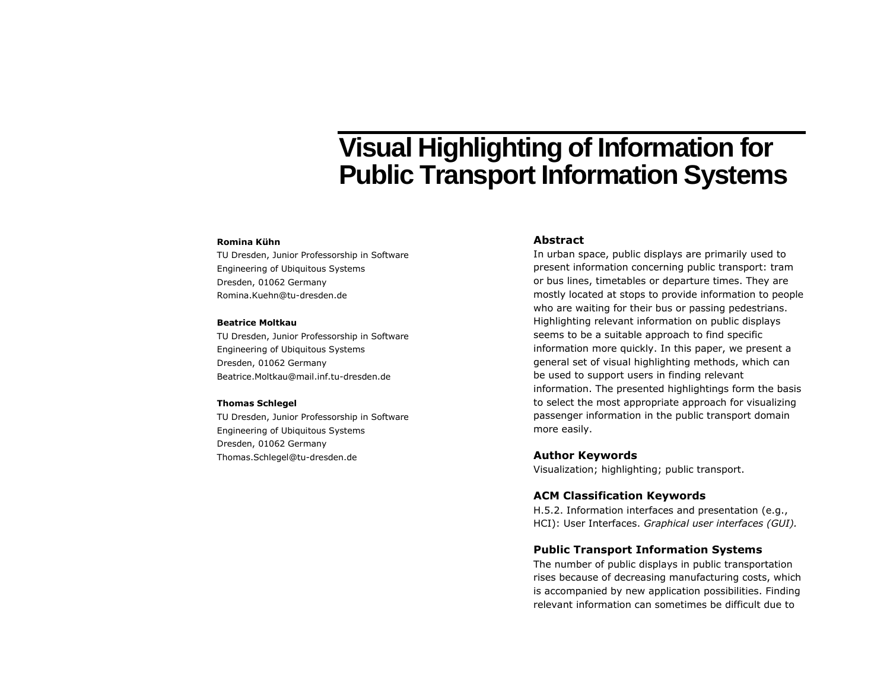# Visual Highlighting of Information for Public Transport Information Systems

**Romina Kühn**
TU Dresden, Junior Professorship in Software Engineering of Ubiquitous Systems
Dresden, 01062 Germany
Romina.Kuehn@tu-dresden.de

**Beatrice Moltkau**
TU Dresden, Junior Professorship in Software Engineering of Ubiquitous Systems
Dresden, 01062 Germany
Beatrice.Moltkau@mail.inf.tu-dresden.de

**Thomas Schlegel**
TU Dresden, Junior Professorship in Software Engineering of Ubiquitous Systems
Dresden, 01062 Germany
Thomas.Schlegel@tu-dresden.de

## Abstract

In urban space, public displays are primarily used to present information concerning public transport: tram or bus lines, timetables or departure times. They are mostly located at stops to provide information to people who are waiting for their bus or passing pedestrians. Highlighting relevant information on public displays seems to be a suitable approach to find specific information more quickly. In this paper, we present a general set of visual highlighting methods, which can be used to support users in finding relevant information. The presented highlightings form the basis to select the most appropriate approach for visualizing passenger information in the public transport domain more easily.

## Author Keywords

Visualization; highlighting; public transport.

## ACM Classification Keywords

H.5.2. Information interfaces and presentation (e.g., HCI): User Interfaces. *Graphical user interfaces (GUI).*

## Public Transport Information Systems

The number of public displays in public transportation rises because of decreasing manufacturing costs, which is accompanied by new application possibilities. Finding relevant information can sometimes be difficult due to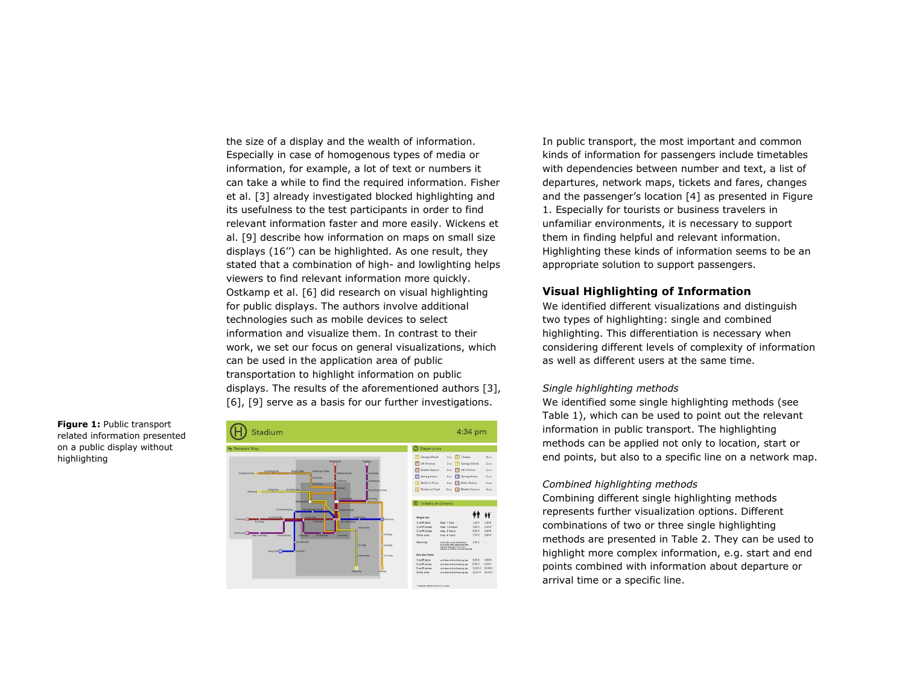the size of a display and the wealth of information. Especially in case of homogenous types of media or information, for example, a lot of text or numbers it can take a while to find the required information. Fisher et al. [3] already investigated blocked highlighting and its usefulness to the test participants in order to find relevant information faster and more easily. Wickens et al. [9] describe how information on maps on small size displays (16'') can be highlighted. As one result, they stated that a combination of high- and lowlighting helps viewers to find relevant information more quickly. Ostkamp et al. [6] did research on visual highlighting for public displays. The authors involve additional technologies such as mobile devices to select information and visualize them. In contrast to their work, we set our focus on general visualizations, which can be used in the application area of public transportation to highlight information on public displays. The results of the aforementioned authors [3], [6], [9] serve as a basis for our further investigations.

**Figure 1:** Public transport related information presented on a public display without highlighting

In public transport, the most important and common kinds of information for passengers include timetables with dependencies between number and text, a list of departures, network maps, tickets and fares, changes and the passenger's location [4] as presented in Figure 1. Especially for tourists or business travelers in unfamiliar environments, it is necessary to support them in finding helpful and relevant information. Highlighting these kinds of information seems to be an appropriate solution to support passengers.

## Visual Highlighting of Information

We identified different visualizations and distinguish two types of highlighting: single and combined highlighting. This differentiation is necessary when considering different levels of complexity of information as well as different users at the same time.

*Single highlighting methods*

We identified some single highlighting methods (see Table 1), which can be used to point out the relevant information in public transport. The highlighting methods can be applied not only to location, start or end points, but also to a specific line on a network map.

*Combined highlighting methods*

Combining different single highlighting methods represents further visualization options. Different combinations of two or three single highlighting methods are presented in Table 2. They can be used to highlight more complex information, e.g. start and end points combined with information about departure or arrival time or a specific line.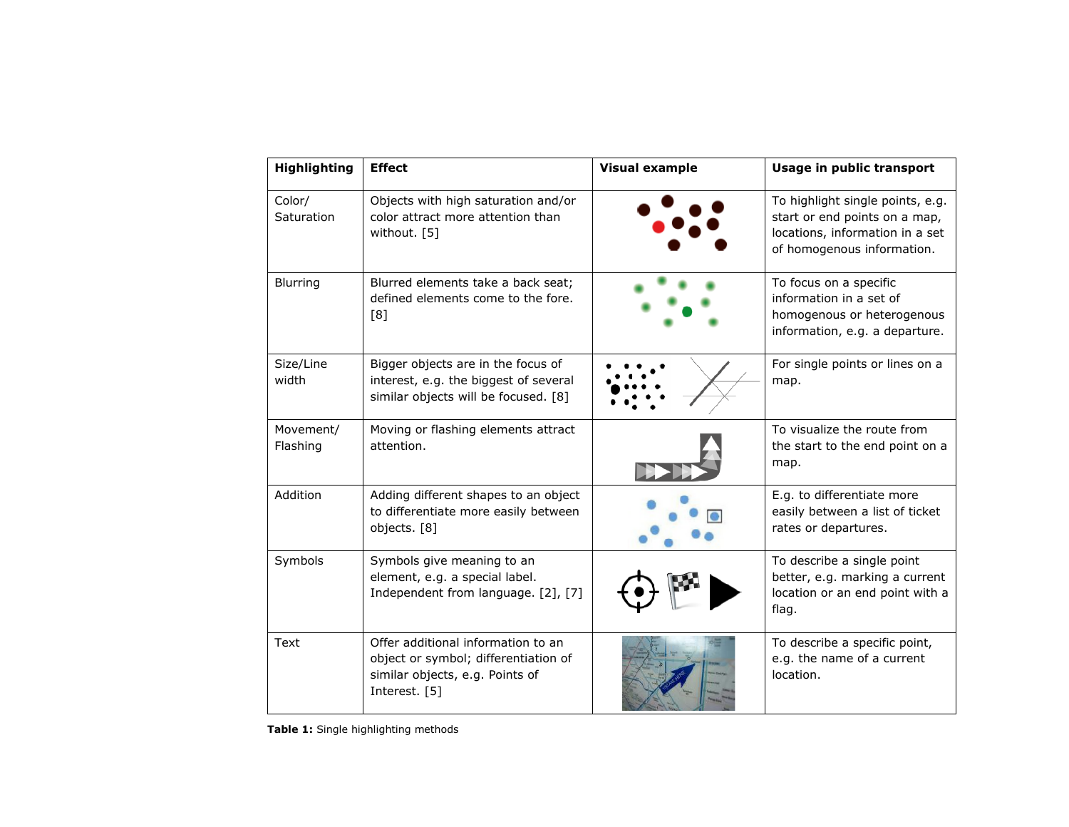| Highlighting | Effect | Visual example | Usage in public transport |
|---|---|---|---|
| Color/ Saturation | Objects with high saturation and/or color attract more attention than without. [5] | | To highlight single points, e.g. start or end points on a map, locations, information in a set of homogenous information. |
| Blurring | Blurred elements take a back seat; defined elements come to the fore. [8] | | To focus on a specific information in a set of homogenous or heterogenous information, e.g. a departure. |
| Size/Line width | Bigger objects are in the focus of interest, e.g. the biggest of several similar objects will be focused. [8] | | For single points or lines on a map. |
| Movement/ Flashing | Moving or flashing elements attract attention. | | To visualize the route from the start to the end point on a map. |
| Addition | Adding different shapes to an object to differentiate more easily between objects. [8] | | E.g. to differentiate more easily between a list of ticket rates or departures. |
| Symbols | Symbols give meaning to an element, e.g. a special label. Independent from language. [2], [7] | | To describe a single point better, e.g. marking a current location or an end point with a flag. |
| Text | Offer additional information to an object or symbol; differentiation of similar objects, e.g. Points of Interest. [5] | | To describe a specific point, e.g. the name of a current location. |

**Table 1:** Single highlighting methods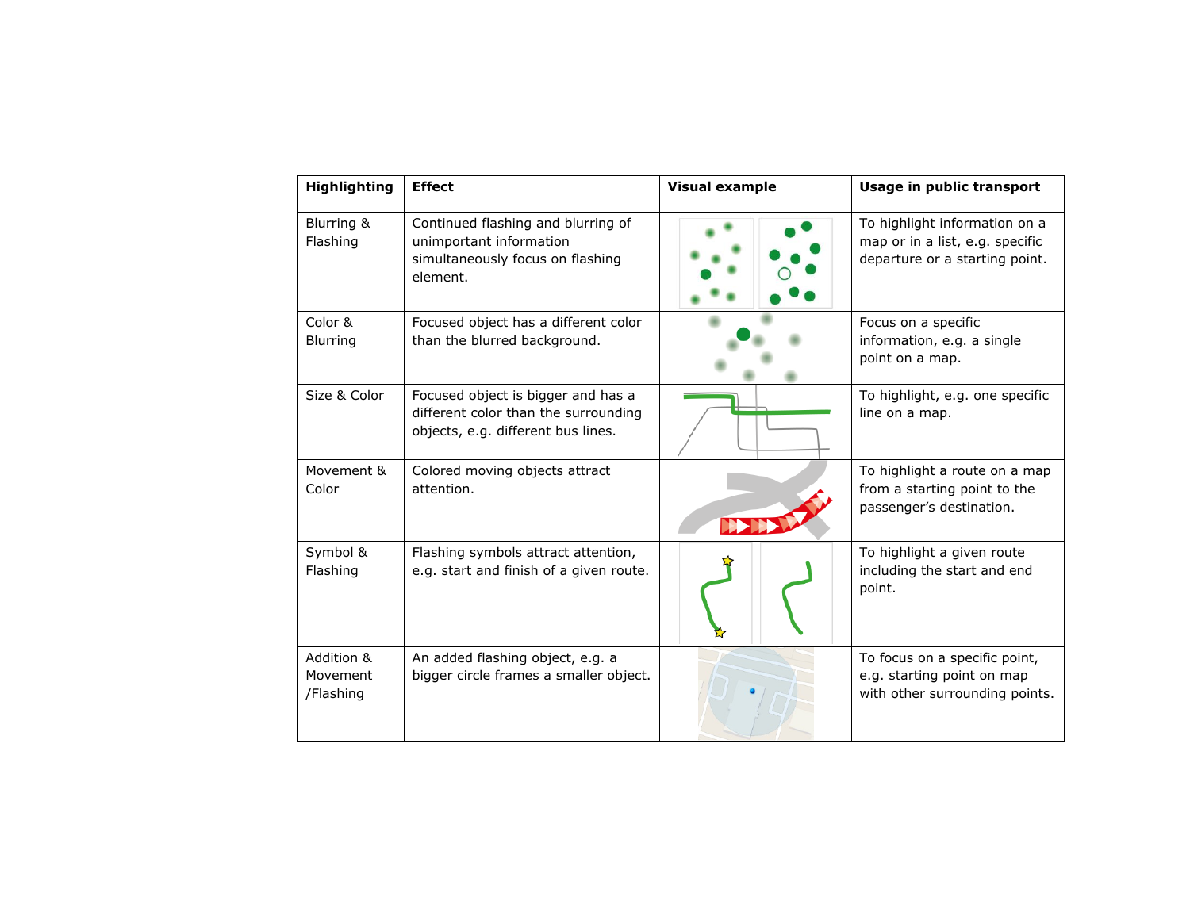| Highlighting | Effect | Visual example | Usage in public transport |
| --- | --- | --- | --- |
| Blurring & Flashing | Continued flashing and blurring of unimportant information simultaneously focus on flashing element. | | To highlight information on a map or in a list, e.g. specific departure or a starting point. |
| Color & Blurring | Focused object has a different color than the blurred background. | | Focus on a specific information, e.g. a single point on a map. |
| Size & Color | Focused object is bigger and has a different color than the surrounding objects, e.g. different bus lines. | | To highlight, e.g. one specific line on a map. |
| Movement & Color | Colored moving objects attract attention. | | To highlight a route on a map from a starting point to the passenger's destination. |
| Symbol & Flashing | Flashing symbols attract attention, e.g. start and finish of a given route. | | To highlight a given route including the start and end point. |
| Addition & Movement /Flashing | An added flashing object, e.g. a bigger circle frames a smaller object. | | To focus on a specific point, e.g. starting point on map with other surrounding points. |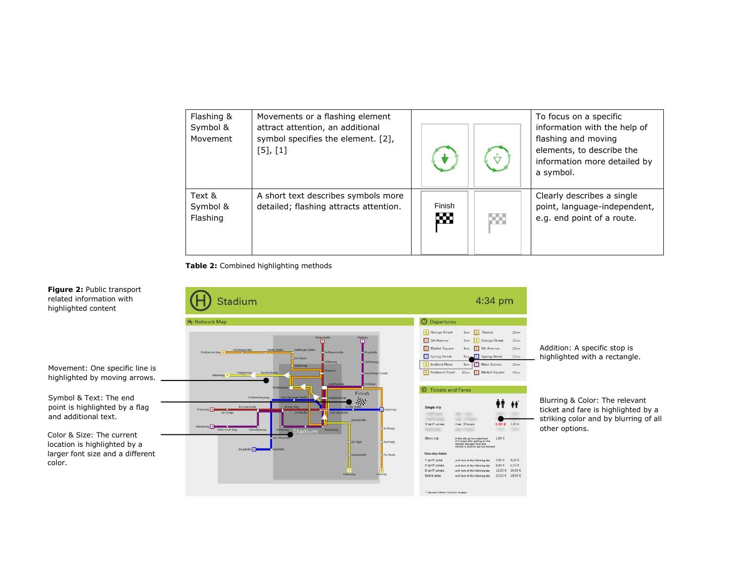| | | | |
|---|---|---|---|
| Flashing & Symbol & Movement | Movements or a flashing element attract attention, an additional symbol specifies the element. [2], [5], [1] | | To focus on a specific information with the help of flashing and moving elements, to describe the information more detailed by a symbol. |
| Text & Symbol & Flashing | A short text describes symbols more detailed; flashing attracts attention. | Finish | Clearly describes a single point, language-independent, e.g. end point of a route. |

**Table 2:** Combined highlighting methods

**Figure 2:** Public transport related information with highlighted content

Movement: One specific line is highlighted by moving arrows.

Symbol & Text: The end point is highlighted by a flag and additional text.

Color & Size: The current location is highlighted by a larger font size and a different color.

Addition: A specific stop is highlighted with a rectangle.

Blurring & Color: The relevant ticket and fare is highlighted by a striking color and by blurring of all other options.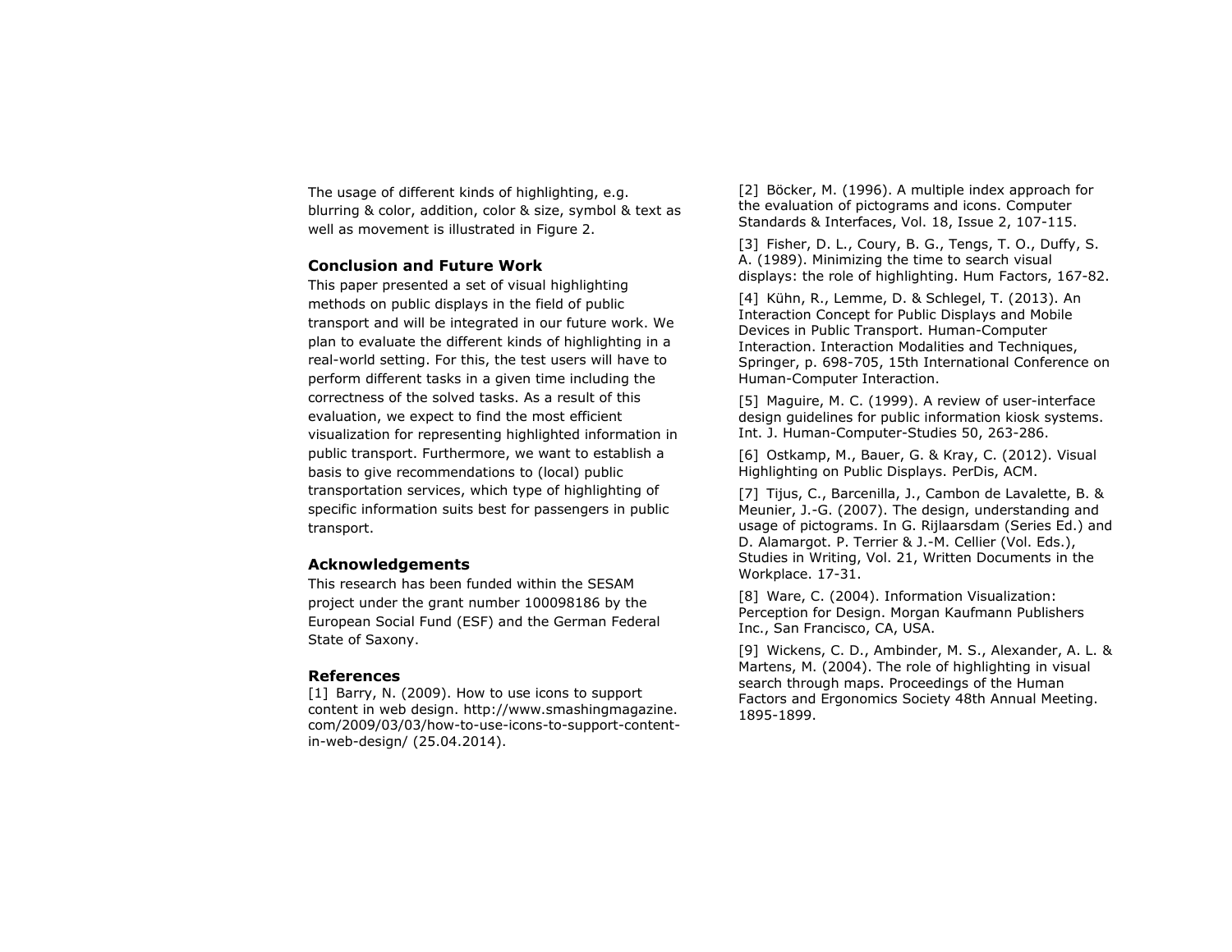The usage of different kinds of highlighting, e.g. blurring & color, addition, color & size, symbol & text as well as movement is illustrated in Figure 2.

### Conclusion and Future Work

This paper presented a set of visual highlighting methods on public displays in the field of public transport and will be integrated in our future work. We plan to evaluate the different kinds of highlighting in a real-world setting. For this, the test users will have to perform different tasks in a given time including the correctness of the solved tasks. As a result of this evaluation, we expect to find the most efficient visualization for representing highlighted information in public transport. Furthermore, we want to establish a basis to give recommendations to (local) public transportation services, which type of highlighting of specific information suits best for passengers in public transport.

### Acknowledgements

This research has been funded within the SESAM project under the grant number 100098186 by the European Social Fund (ESF) and the German Federal State of Saxony.

### References

[1] Barry, N. (2009). How to use icons to support content in web design. http://www.smashingmagazine.com/2009/03/03/how-to-use-icons-to-support-content-in-web-design/ (25.04.2014).

[2] Böcker, M. (1996). A multiple index approach for the evaluation of pictograms and icons. Computer Standards & Interfaces, Vol. 18, Issue 2, 107-115.

[3] Fisher, D. L., Coury, B. G., Tengs, T. O., Duffy, S. A. (1989). Minimizing the time to search visual displays: the role of highlighting. Hum Factors, 167-82.

[4] Kühn, R., Lemme, D. & Schlegel, T. (2013). An Interaction Concept for Public Displays and Mobile Devices in Public Transport. Human-Computer Interaction. Interaction Modalities and Techniques, Springer, p. 698-705, 15th International Conference on Human-Computer Interaction.

[5] Maguire, M. C. (1999). A review of user-interface design guidelines for public information kiosk systems. Int. J. Human-Computer-Studies 50, 263-286.

[6] Ostkamp, M., Bauer, G. & Kray, C. (2012). Visual Highlighting on Public Displays. PerDis, ACM.

[7] Tijus, C., Barcenilla, J., Cambon de Lavalette, B. & Meunier, J.-G. (2007). The design, understanding and usage of pictograms. In G. Rijlaarsdam (Series Ed.) and D. Alamargot. P. Terrier & J.-M. Cellier (Vol. Eds.), Studies in Writing, Vol. 21, Written Documents in the Workplace. 17-31.

[8] Ware, C. (2004). Information Visualization: Perception for Design. Morgan Kaufmann Publishers Inc., San Francisco, CA, USA.

[9] Wickens, C. D., Ambinder, M. S., Alexander, A. L. & Martens, M. (2004). The role of highlighting in visual search through maps. Proceedings of the Human Factors and Ergonomics Society 48th Annual Meeting. 1895-1899.